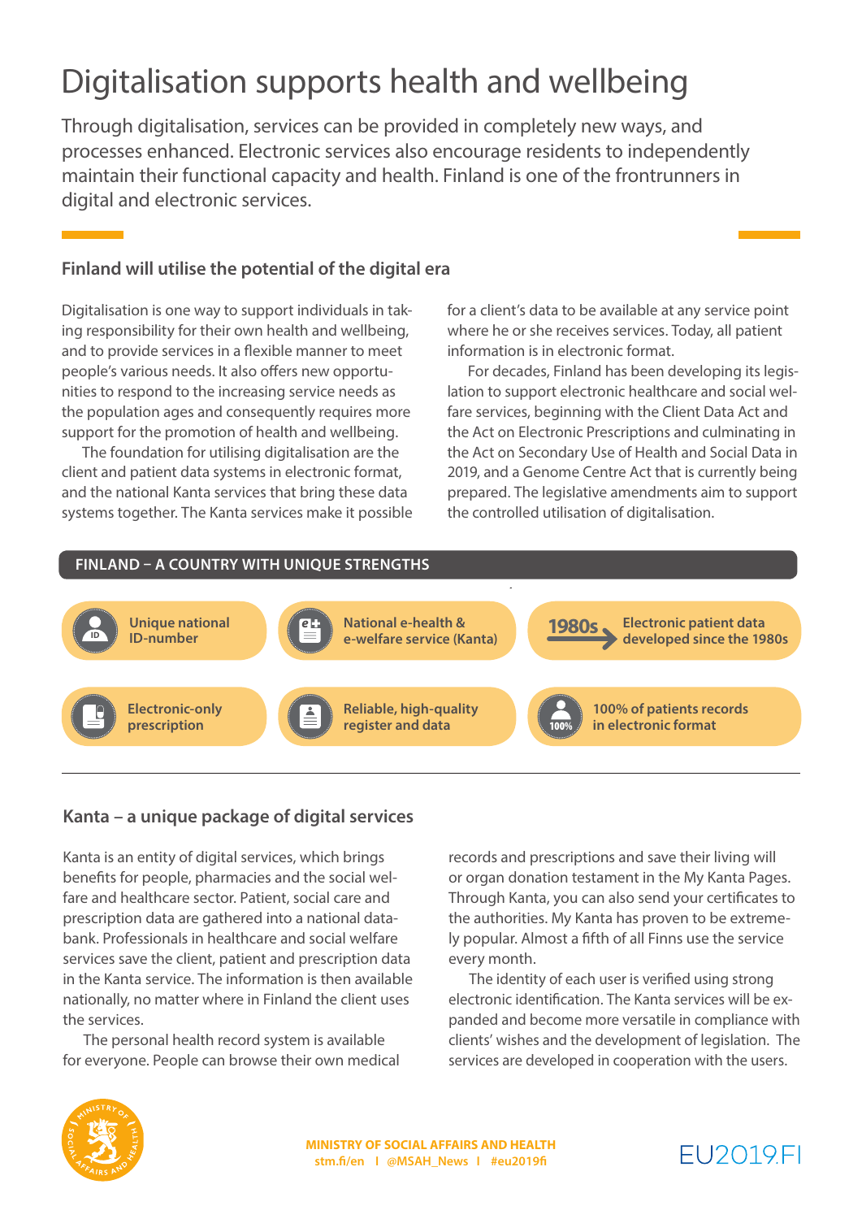# Digitalisation supports health and wellbeing

Through digitalisation, services can be provided in completely new ways, and processes enhanced. Electronic services also encourage residents to independently maintain their functional capacity and health. Finland is one of the frontrunners in digital and electronic services.

## Finland will utilise the potential of the digital era

Digitalisation is one way to support individuals in taking responsibility for their own health and wellbeing, and to provide services in a flexible manner to meet people's various needs. It also offers new opportunities to respond to the increasing service needs as the population ages and consequently requires more support for the promotion of health and wellbeing.

The foundation for utilising digitalisation are the client and patient data systems in electronic format, and the national Kanta services that bring these data systems together. The Kanta services make it possible for a client's data to be available at any service point where he or she receives services. Today, all patient information is in electronic format.

For decades, Finland has been developing its legislation to support electronic healthcare and social welfare services, beginning with the Client Data Act and the Act on Electronic Prescriptions and culminating in the Act on Secondary Use of Health and Social Data in 2019, and a Genome Centre Act that is currently being prepared. The legislative amendments aim to support the controlled utilisation of digitalisation.

**FINLAND – A COUNTRY WITH UNIQUE STRENGTHS**

- Unique national ID-number
- National e-health & e-welfare service (Kanta)
- 1980s – Electronic patient data developed since the 1980s
- Electronic-only prescription
- Reliable, high-quality register and data
- 100% of patients records in electronic format

## Kanta – a unique package of digital services

Kanta is an entity of digital services, which brings benefits for people, pharmacies and the social welfare and healthcare sector. Patient, social care and prescription data are gathered into a national databank. Professionals in healthcare and social welfare services save the client, patient and prescription data in the Kanta service. The information is then available nationally, no matter where in Finland the client uses the services.

The personal health record system is available for everyone. People can browse their own medical records and prescriptions and save their living will or organ donation testament in the My Kanta Pages. Through Kanta, you can also send your certificates to the authorities. My Kanta has proven to be extremely popular. Almost a fifth of all Finns use the service every month.

The identity of each user is verified using strong electronic identification. The Kanta services will be expanded and become more versatile in compliance with clients' wishes and the development of legislation. The services are developed in cooperation with the users.

**MINISTRY OF SOCIAL AFFAIRS AND HEALTH**
stm.fi/en | @MSAH_News | #eu2019fi

EU2019.FI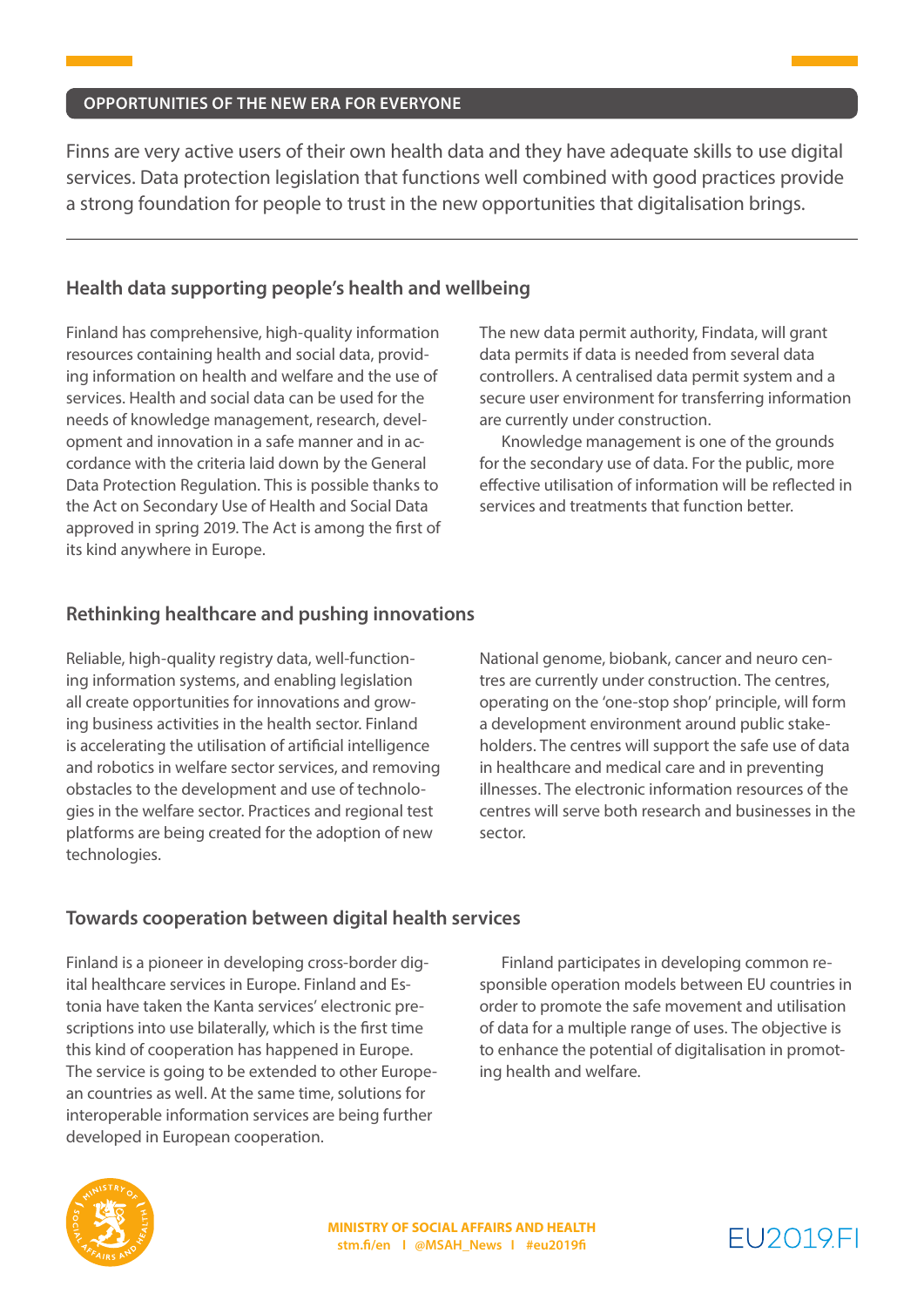## OPPORTUNITIES OF THE NEW ERA FOR EVERYONE

Finns are very active users of their own health data and they have adequate skills to use digital services. Data protection legislation that functions well combined with good practices provide a strong foundation for people to trust in the new opportunities that digitalisation brings.

### Health data supporting people's health and wellbeing

Finland has comprehensive, high-quality information resources containing health and social data, providing information on health and welfare and the use of services. Health and social data can be used for the needs of knowledge management, research, development and innovation in a safe manner and in accordance with the criteria laid down by the General Data Protection Regulation. This is possible thanks to the Act on Secondary Use of Health and Social Data approved in spring 2019. The Act is among the first of its kind anywhere in Europe.

The new data permit authority, Findata, will grant data permits if data is needed from several data controllers. A centralised data permit system and a secure user environment for transferring information are currently under construction.

Knowledge management is one of the grounds for the secondary use of data. For the public, more effective utilisation of information will be reflected in services and treatments that function better.

### Rethinking healthcare and pushing innovations

Reliable, high-quality registry data, well-functioning information systems, and enabling legislation all create opportunities for innovations and growing business activities in the health sector. Finland is accelerating the utilisation of artificial intelligence and robotics in welfare sector services, and removing obstacles to the development and use of technologies in the welfare sector. Practices and regional test platforms are being created for the adoption of new technologies.

National genome, biobank, cancer and neuro centres are currently under construction. The centres, operating on the 'one-stop shop' principle, will form a development environment around public stakeholders. The centres will support the safe use of data in healthcare and medical care and in preventing illnesses. The electronic information resources of the centres will serve both research and businesses in the sector.

### Towards cooperation between digital health services

Finland is a pioneer in developing cross-border digital healthcare services in Europe. Finland and Estonia have taken the Kanta services' electronic prescriptions into use bilaterally, which is the first time this kind of cooperation has happened in Europe. The service is going to be extended to other European countries as well. At the same time, solutions for interoperable information services are being further developed in European cooperation.

Finland participates in developing common responsible operation models between EU countries in order to promote the safe movement and utilisation of data for a multiple range of uses. The objective is to enhance the potential of digitalisation in promoting health and welfare.

**MINISTRY OF SOCIAL AFFAIRS AND HEALTH**
stm.fi/en | @MSAH_News | #eu2019fi

EU2019.FI